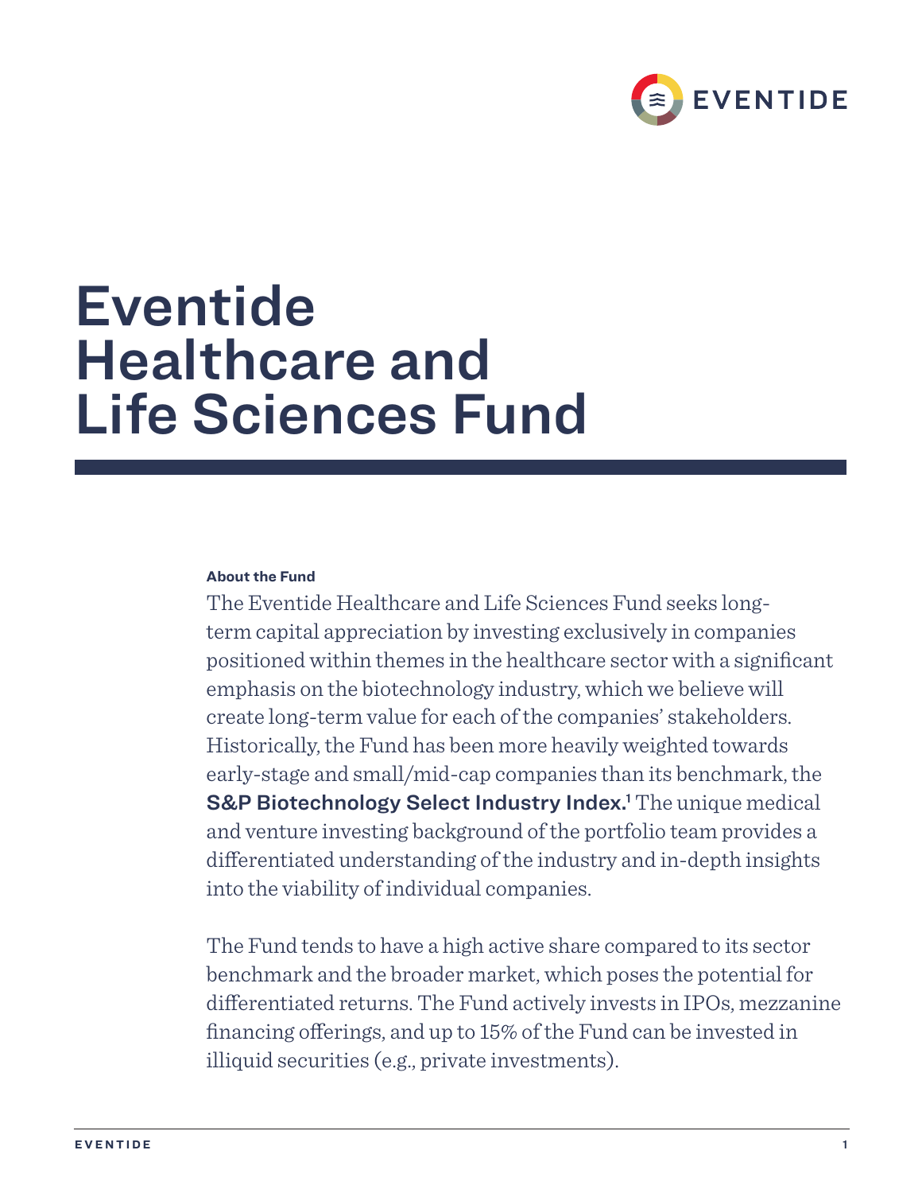# Eventide Healthcare and Life Sciences Fund

**About the Fund**

The Eventide Healthcare and Life Sciences Fund seeks long-term capital appreciation by investing exclusively in companies positioned within themes in the healthcare sector with a significant emphasis on the biotechnology industry, which we believe will create long-term value for each of the companies' stakeholders. Historically, the Fund has been more heavily weighted towards early-stage and small/mid-cap companies than its benchmark, the **S&P Biotechnology Select Industry Index.**[1] The unique medical and venture investing background of the portfolio team provides a differentiated understanding of the industry and in-depth insights into the viability of individual companies.

The Fund tends to have a high active share compared to its sector benchmark and the broader market, which poses the potential for differentiated returns. The Fund actively invests in IPOs, mezzanine financing offerings, and up to 15% of the Fund can be invested in illiquid securities (e.g., private investments).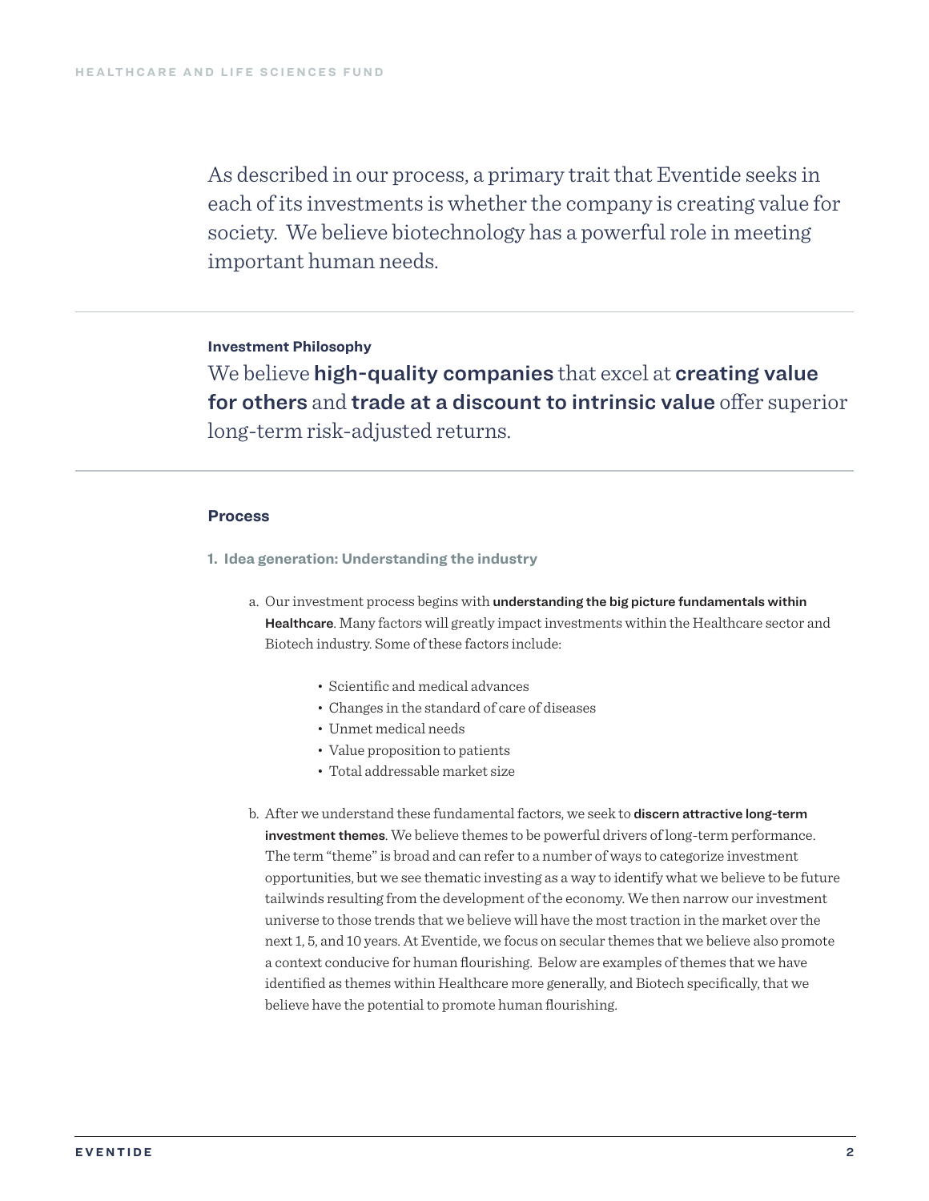As described in our process, a primary trait that Eventide seeks in each of its investments is whether the company is creating value for society. We believe biotechnology has a powerful role in meeting important human needs.

---

**Investment Philosophy**

We believe **high-quality companies** that excel at **creating value for others** and **trade at a discount to intrinsic value** offer superior long-term risk-adjusted returns.

---

## Process

### 1. Idea generation: Understanding the industry

a. Our investment process begins with **understanding the big picture fundamentals within Healthcare**. Many factors will greatly impact investments within the Healthcare sector and Biotech industry. Some of these factors include:

- Scientific and medical advances
- Changes in the standard of care of diseases
- Unmet medical needs
- Value proposition to patients
- Total addressable market size

b. After we understand these fundamental factors, we seek to **discern attractive long-term investment themes**. We believe themes to be powerful drivers of long-term performance. The term "theme" is broad and can refer to a number of ways to categorize investment opportunities, but we see thematic investing as a way to identify what we believe to be future tailwinds resulting from the development of the economy. We then narrow our investment universe to those trends that we believe will have the most traction in the market over the next 1, 5, and 10 years. At Eventide, we focus on secular themes that we believe also promote a context conducive for human flourishing. Below are examples of themes that we have identified as themes within Healthcare more generally, and Biotech specifically, that we believe have the potential to promote human flourishing.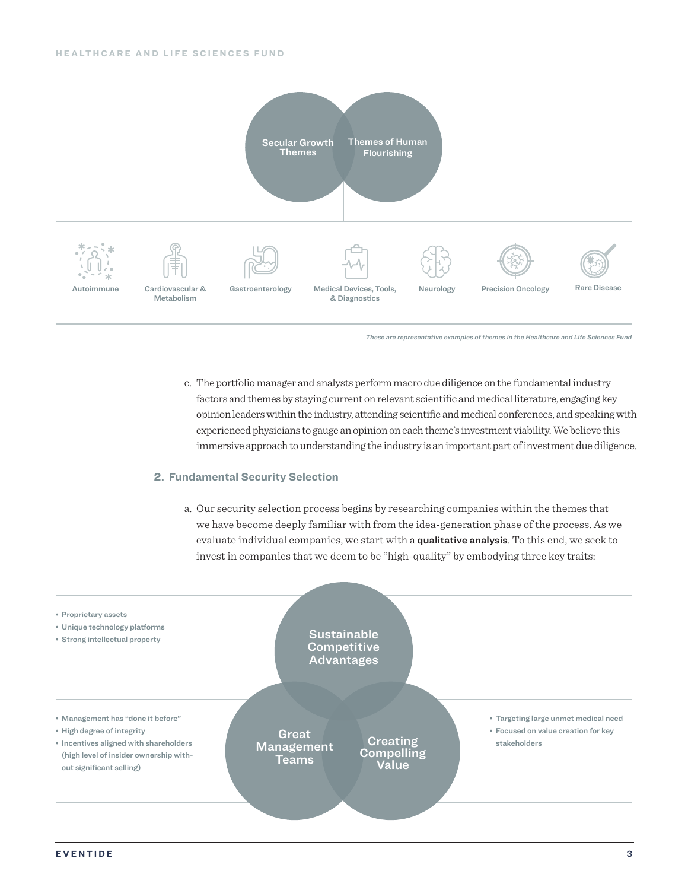Secular Growth Themes

Themes of Human Flourishing

Autoimmune

Cardiovascular & Metabolism

Gastroenterology

Medical Devices, Tools, & Diagnostics

Neurology

Precision Oncology

Rare Disease

*These are representative examples of themes in the Healthcare and Life Sciences Fund*

c. The portfolio manager and analysts perform macro due diligence on the fundamental industry factors and themes by staying current on relevant scientific and medical literature, engaging key opinion leaders within the industry, attending scientific and medical conferences, and speaking with experienced physicians to gauge an opinion on each theme's investment viability. We believe this immersive approach to understanding the industry is an important part of investment due diligence.

## 2. Fundamental Security Selection

a. Our security selection process begins by researching companies within the themes that we have become deeply familiar with from the idea-generation phase of the process. As we evaluate individual companies, we start with a **qualitative analysis**. To this end, we seek to invest in companies that we deem to be "high-quality" by embodying three key traits:

**Sustainable Competitive Advantages**

- Proprietary assets
- Unique technology platforms
- Strong intellectual property

**Great Management Teams**

- Management has "done it before"
- High degree of integrity
- Incentives aligned with shareholders (high level of insider ownership without significant selling)

**Creating Compelling Value**

- Targeting large unmet medical need
- Focused on value creation for key stakeholders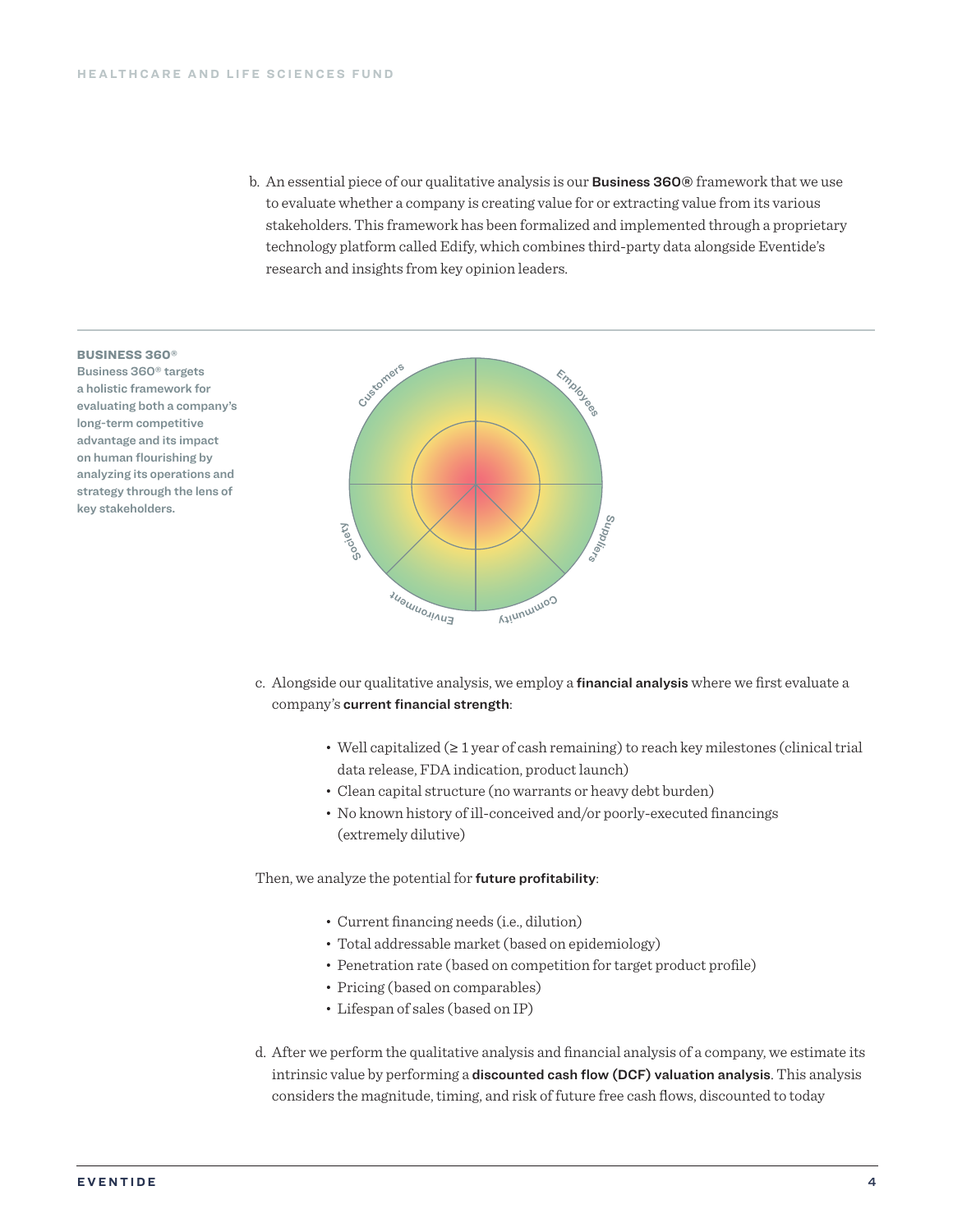b. An essential piece of our qualitative analysis is our **Business 360®** framework that we use to evaluate whether a company is creating value for or extracting value from its various stakeholders. This framework has been formalized and implemented through a proprietary technology platform called Edify, which combines third-party data alongside Eventide's research and insights from key opinion leaders.

**BUSINESS 360®**
**Business 360® targets a holistic framework for evaluating both a company's long-term competitive advantage and its impact on human flourishing by analyzing its operations and strategy through the lens of key stakeholders.**

Customers
Employees
Suppliers
Community
Environment
Society

c. Alongside our qualitative analysis, we employ a **financial analysis** where we first evaluate a company's **current financial strength**:

- Well capitalized (≥ 1 year of cash remaining) to reach key milestones (clinical trial data release, FDA indication, product launch)
- Clean capital structure (no warrants or heavy debt burden)
- No known history of ill-conceived and/or poorly-executed financings (extremely dilutive)

Then, we analyze the potential for **future profitability**:

- Current financing needs (i.e., dilution)
- Total addressable market (based on epidemiology)
- Penetration rate (based on competition for target product profile)
- Pricing (based on comparables)
- Lifespan of sales (based on IP)

d. After we perform the qualitative analysis and financial analysis of a company, we estimate its intrinsic value by performing a **discounted cash flow (DCF) valuation analysis**. This analysis considers the magnitude, timing, and risk of future free cash flows, discounted to today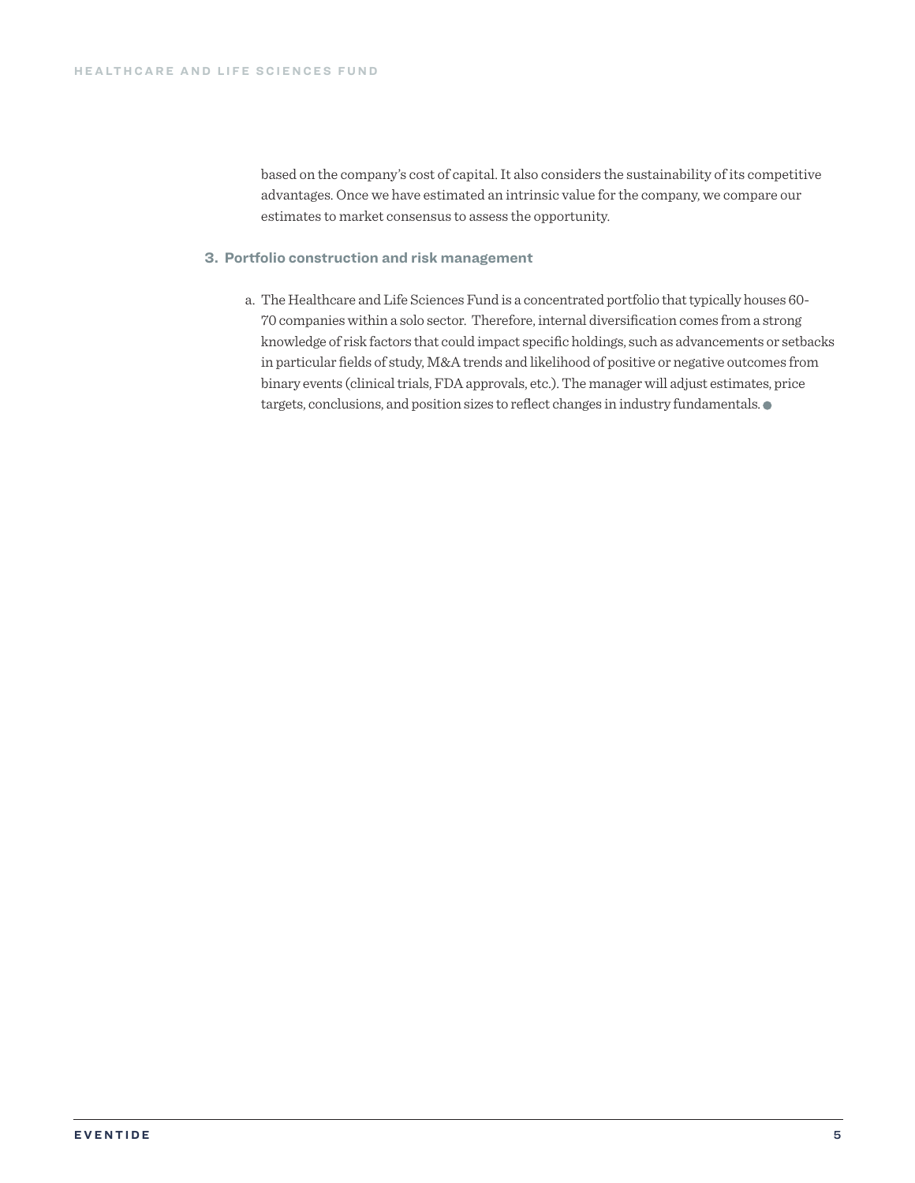based on the company's cost of capital. It also considers the sustainability of its competitive advantages. Once we have estimated an intrinsic value for the company, we compare our estimates to market consensus to assess the opportunity.

### 3. Portfolio construction and risk management

a. The Healthcare and Life Sciences Fund is a concentrated portfolio that typically houses 60-70 companies within a solo sector.  Therefore, internal diversification comes from a strong knowledge of risk factors that could impact specific holdings, such as advancements or setbacks in particular fields of study, M&A trends and likelihood of positive or negative outcomes from binary events (clinical trials, FDA approvals, etc.). The manager will adjust estimates, price targets, conclusions, and position sizes to reflect changes in industry fundamentals.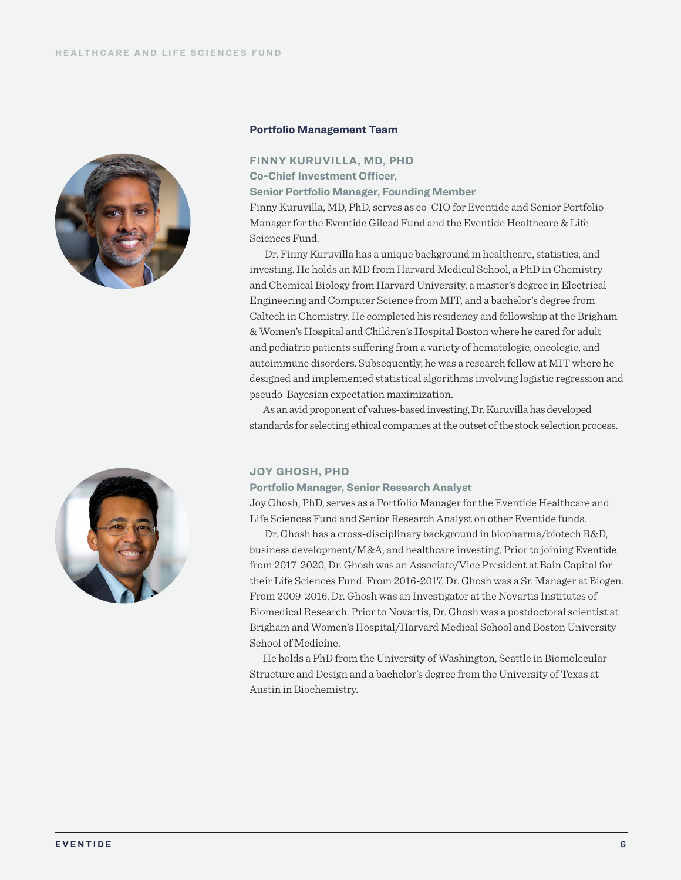## Portfolio Management Team

### FINNY KURUVILLA, MD, PHD

**Co-Chief Investment Officer,**
**Senior Portfolio Manager, Founding Member**

Finny Kuruvilla, MD, PhD, serves as co-CIO for Eventide and Senior Portfolio Manager for the Eventide Gilead Fund and the Eventide Healthcare & Life Sciences Fund.

Dr. Finny Kuruvilla has a unique background in healthcare, statistics, and investing. He holds an MD from Harvard Medical School, a PhD in Chemistry and Chemical Biology from Harvard University, a master's degree in Electrical Engineering and Computer Science from MIT, and a bachelor's degree from Caltech in Chemistry. He completed his residency and fellowship at the Brigham & Women's Hospital and Children's Hospital Boston where he cared for adult and pediatric patients suffering from a variety of hematologic, oncologic, and autoimmune disorders. Subsequently, he was a research fellow at MIT where he designed and implemented statistical algorithms involving logistic regression and pseudo-Bayesian expectation maximization.

As an avid proponent of values-based investing, Dr. Kuruvilla has developed standards for selecting ethical companies at the outset of the stock selection process.

### JOY GHOSH, PHD

**Portfolio Manager, Senior Research Analyst**

Joy Ghosh, PhD, serves as a Portfolio Manager for the Eventide Healthcare and Life Sciences Fund and Senior Research Analyst on other Eventide funds.

Dr. Ghosh has a cross-disciplinary background in biopharma/biotech R&D, business development/M&A, and healthcare investing. Prior to joining Eventide, from 2017-2020, Dr. Ghosh was an Associate/Vice President at Bain Capital for their Life Sciences Fund. From 2016-2017, Dr. Ghosh was a Sr. Manager at Biogen. From 2009-2016, Dr. Ghosh was an Investigator at the Novartis Institutes of Biomedical Research. Prior to Novartis, Dr. Ghosh was a postdoctoral scientist at Brigham and Women's Hospital/Harvard Medical School and Boston University School of Medicine.

He holds a PhD from the University of Washington, Seattle in Biomolecular Structure and Design and a bachelor's degree from the University of Texas at Austin in Biochemistry.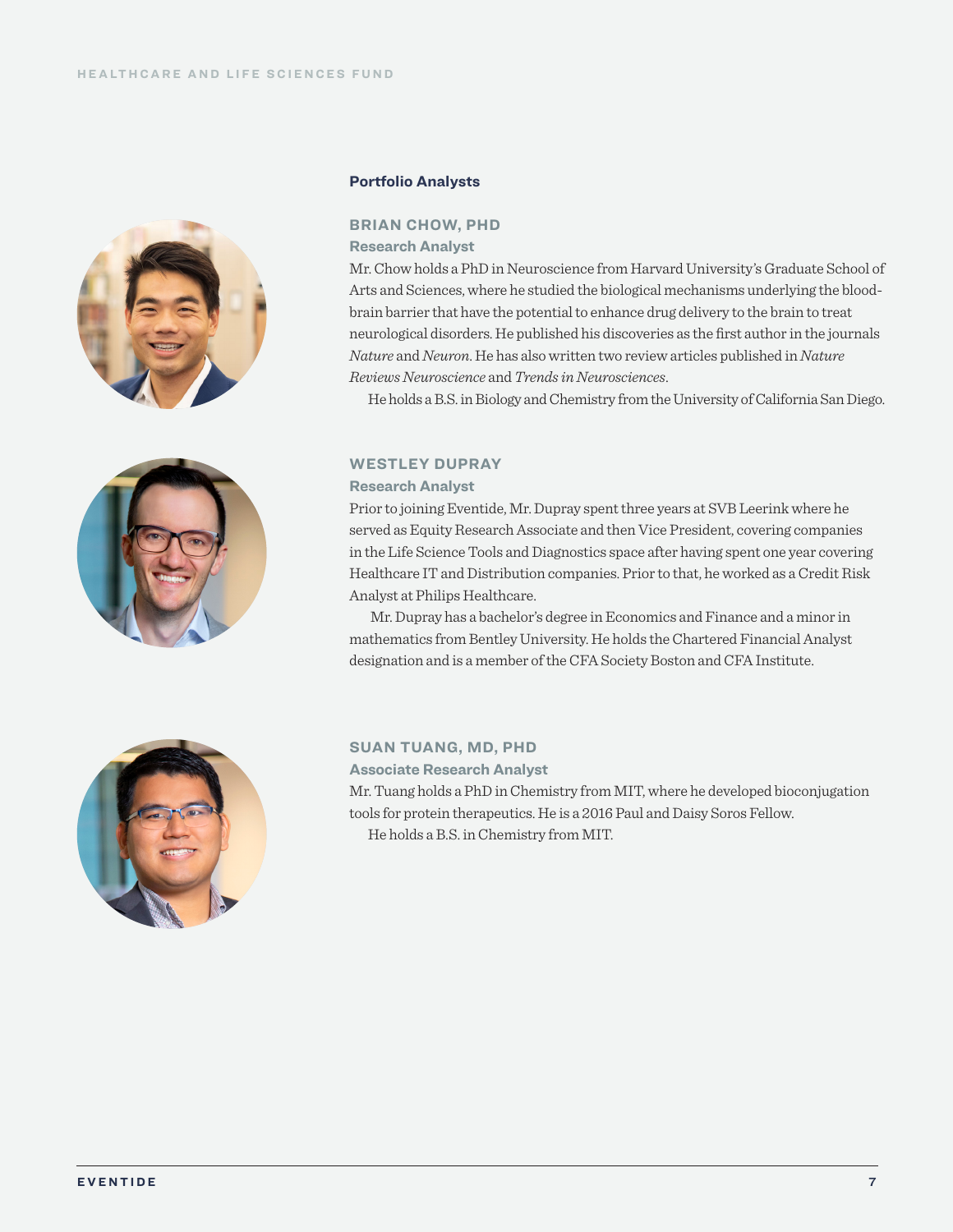## Portfolio Analysts

### BRIAN CHOW, PHD

**Research Analyst**

Mr. Chow holds a PhD in Neuroscience from Harvard University's Graduate School of Arts and Sciences, where he studied the biological mechanisms underlying the blood-brain barrier that have the potential to enhance drug delivery to the brain to treat neurological disorders. He published his discoveries as the first author in the journals *Nature* and *Neuron*. He has also written two review articles published in *Nature Reviews Neuroscience* and *Trends in Neurosciences*.

He holds a B.S. in Biology and Chemistry from the University of California San Diego.

### WESTLEY DUPRAY

**Research Analyst**

Prior to joining Eventide, Mr. Dupray spent three years at SVB Leerink where he served as Equity Research Associate and then Vice President, covering companies in the Life Science Tools and Diagnostics space after having spent one year covering Healthcare IT and Distribution companies. Prior to that, he worked as a Credit Risk Analyst at Philips Healthcare.

Mr. Dupray has a bachelor's degree in Economics and Finance and a minor in mathematics from Bentley University. He holds the Chartered Financial Analyst designation and is a member of the CFA Society Boston and CFA Institute.

### SUAN TUANG, MD, PHD

**Associate Research Analyst**

Mr. Tuang holds a PhD in Chemistry from MIT, where he developed bioconjugation tools for protein therapeutics. He is a 2016 Paul and Daisy Soros Fellow.

He holds a B.S. in Chemistry from MIT.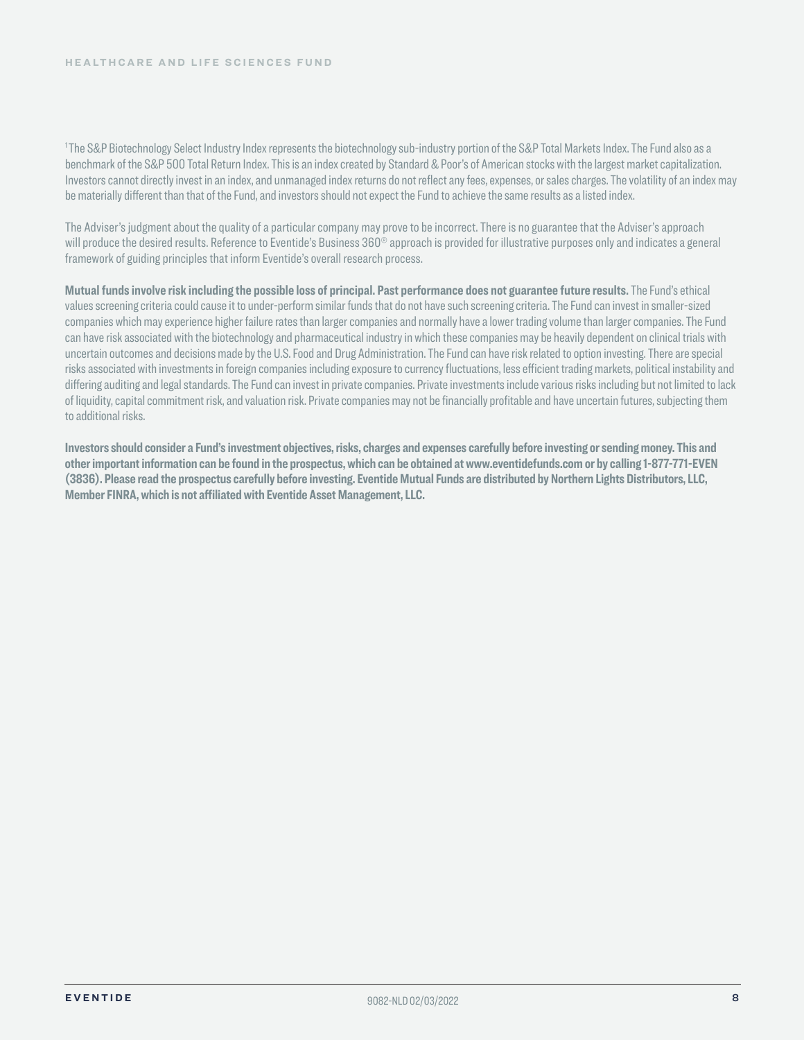[1] The S&P Biotechnology Select Industry Index represents the biotechnology sub-industry portion of the S&P Total Markets Index. The Fund also as a benchmark of the S&P 500 Total Return Index. This is an index created by Standard & Poor's of American stocks with the largest market capitalization. Investors cannot directly invest in an index, and unmanaged index returns do not reflect any fees, expenses, or sales charges. The volatility of an index may be materially different than that of the Fund, and investors should not expect the Fund to achieve the same results as a listed index.

The Adviser's judgment about the quality of a particular company may prove to be incorrect. There is no guarantee that the Adviser's approach will produce the desired results. Reference to Eventide's Business 360® approach is provided for illustrative purposes only and indicates a general framework of guiding principles that inform Eventide's overall research process.

**Mutual funds involve risk including the possible loss of principal. Past performance does not guarantee future results.** The Fund's ethical values screening criteria could cause it to under-perform similar funds that do not have such screening criteria. The Fund can invest in smaller-sized companies which may experience higher failure rates than larger companies and normally have a lower trading volume than larger companies. The Fund can have risk associated with the biotechnology and pharmaceutical industry in which these companies may be heavily dependent on clinical trials with uncertain outcomes and decisions made by the U.S. Food and Drug Administration. The Fund can have risk related to option investing. There are special risks associated with investments in foreign companies including exposure to currency fluctuations, less efficient trading markets, political instability and differing auditing and legal standards. The Fund can invest in private companies. Private investments include various risks including but not limited to lack of liquidity, capital commitment risk, and valuation risk. Private companies may not be financially profitable and have uncertain futures, subjecting them to additional risks.

**Investors should consider a Fund's investment objectives, risks, charges and expenses carefully before investing or sending money. This and other important information can be found in the prospectus, which can be obtained at www.eventidefunds.com or by calling 1-877-771-EVEN (3836). Please read the prospectus carefully before investing. Eventide Mutual Funds are distributed by Northern Lights Distributors, LLC, Member FINRA, which is not affiliated with Eventide Asset Management, LLC.**

9082-NLD 02/03/2022